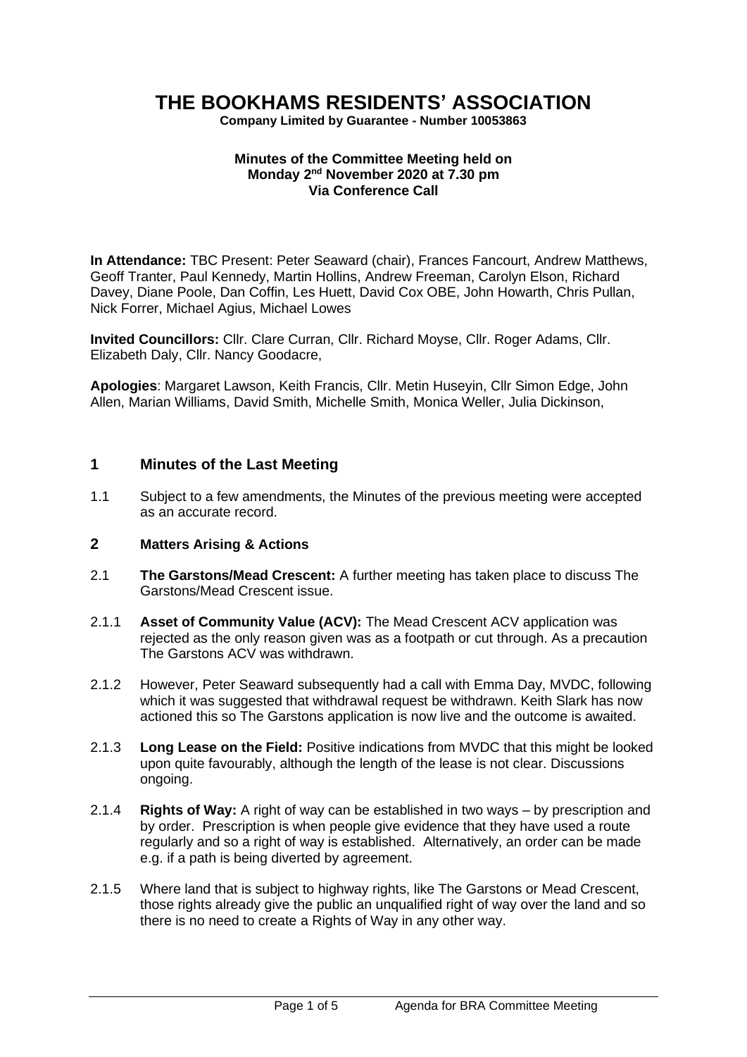# THE BOOKHAMS RESIDENTS' ASSOCIATION

**Company Limited by Guarantee - Number 10053863**

**Minutes of the Committee Meeting held on Monday 2nd November 2020 at 7.30 pm Via Conference Call**

**In Attendance:** TBC Present: Peter Seaward (chair), Frances Fancourt, Andrew Matthews, Geoff Tranter, Paul Kennedy, Martin Hollins, Andrew Freeman, Carolyn Elson, Richard Davey, Diane Poole, Dan Coffin, Les Huett, David Cox OBE, John Howarth, Chris Pullan, Nick Forrer, Michael Agius, Michael Lowes

**Invited Councillors:** Cllr. Clare Curran, Cllr. Richard Moyse, Cllr. Roger Adams, Cllr. Elizabeth Daly, Cllr. Nancy Goodacre,

**Apologies**: Margaret Lawson, Keith Francis, Cllr. Metin Huseyin, Cllr Simon Edge, John Allen, Marian Williams, David Smith, Michelle Smith, Monica Weller, Julia Dickinson,

## 1 Minutes of the Last Meeting

1.1 Subject to a few amendments, the Minutes of the previous meeting were accepted as an accurate record.

## 2 Matters Arising & Actions

2.1 **The Garstons/Mead Crescent:** A further meeting has taken place to discuss The Garstons/Mead Crescent issue.

2.1.1 **Asset of Community Value (ACV):** The Mead Crescent ACV application was rejected as the only reason given was as a footpath or cut through. As a precaution The Garstons ACV was withdrawn.

2.1.2 However, Peter Seaward subsequently had a call with Emma Day, MVDC, following which it was suggested that withdrawal request be withdrawn. Keith Slark has now actioned this so The Garstons application is now live and the outcome is awaited.

2.1.3 **Long Lease on the Field:** Positive indications from MVDC that this might be looked upon quite favourably, although the length of the lease is not clear. Discussions ongoing.

2.1.4 **Rights of Way:** A right of way can be established in two ways – by prescription and by order. Prescription is when people give evidence that they have used a route regularly and so a right of way is established. Alternatively, an order can be made e.g. if a path is being diverted by agreement.

2.1.5 Where land that is subject to highway rights, like The Garstons or Mead Crescent, those rights already give the public an unqualified right of way over the land and so there is no need to create a Rights of Way in any other way.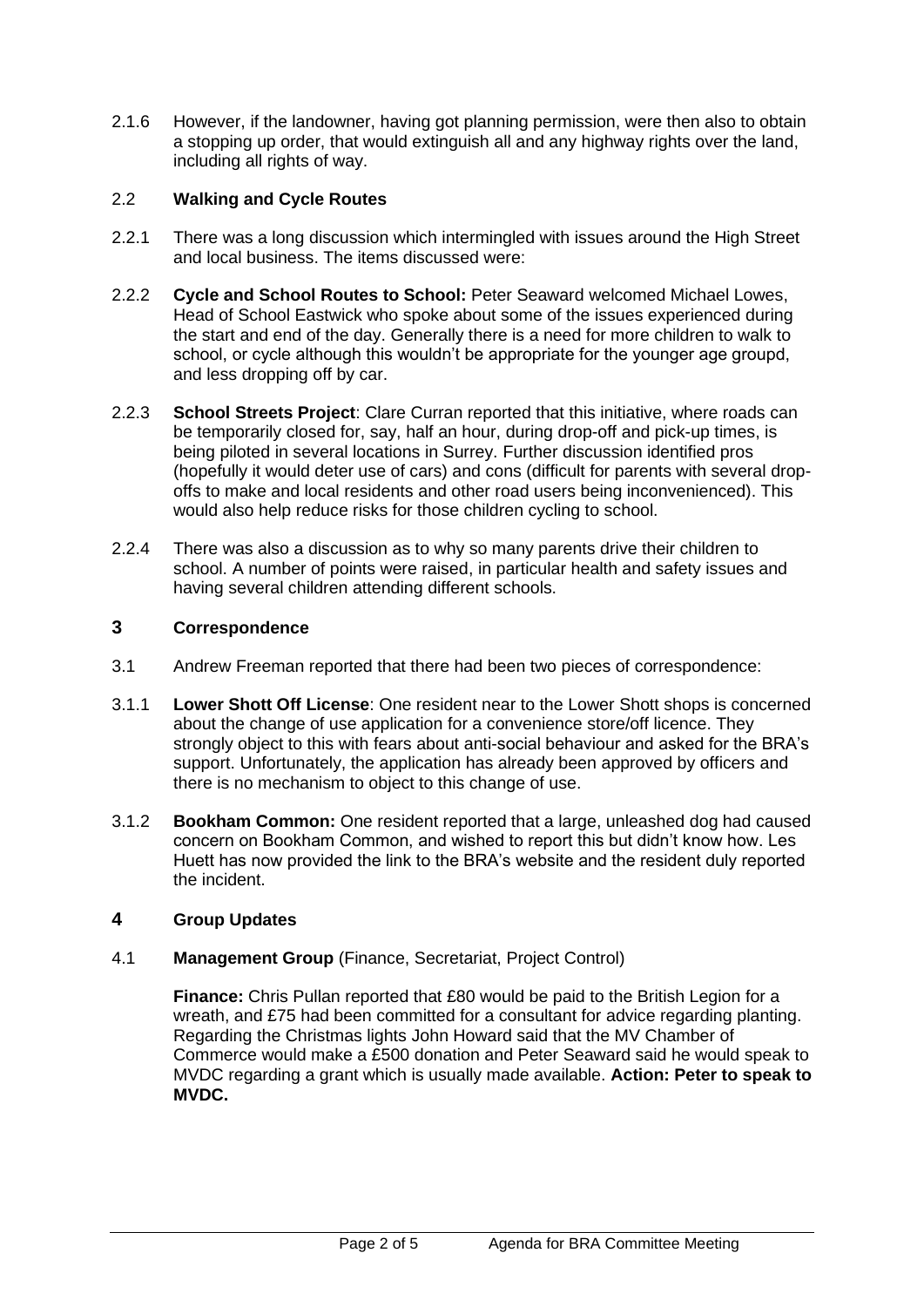2.1.6 However, if the landowner, having got planning permission, were then also to obtain a stopping up order, that would extinguish all and any highway rights over the land, including all rights of way.

## 2.2 Walking and Cycle Routes

2.2.1 There was a long discussion which intermingled with issues around the High Street and local business. The items discussed were:

2.2.2 **Cycle and School Routes to School:** Peter Seaward welcomed Michael Lowes, Head of School Eastwick who spoke about some of the issues experienced during the start and end of the day. Generally there is a need for more children to walk to school, or cycle although this wouldn't be appropriate for the younger age groupd, and less dropping off by car.

2.2.3 **School Streets Project**: Clare Curran reported that this initiative, where roads can be temporarily closed for, say, half an hour, during drop-off and pick-up times, is being piloted in several locations in Surrey. Further discussion identified pros (hopefully it would deter use of cars) and cons (difficult for parents with several drop-offs to make and local residents and other road users being inconvenienced). This would also help reduce risks for those children cycling to school.

2.2.4 There was also a discussion as to why so many parents drive their children to school. A number of points were raised, in particular health and safety issues and having several children attending different schools.

# 3 Correspondence

3.1 Andrew Freeman reported that there had been two pieces of correspondence:

3.1.1 **Lower Shott Off License**: One resident near to the Lower Shott shops is concerned about the change of use application for a convenience store/off licence. They strongly object to this with fears about anti-social behaviour and asked for the BRA's support. Unfortunately, the application has already been approved by officers and there is no mechanism to object to this change of use.

3.1.2 **Bookham Common:** One resident reported that a large, unleashed dog had caused concern on Bookham Common, and wished to report this but didn't know how. Les Huett has now provided the link to the BRA's website and the resident duly reported the incident.

# 4 Group Updates

## 4.1 Management Group (Finance, Secretariat, Project Control)

**Finance:** Chris Pullan reported that £80 would be paid to the British Legion for a wreath, and £75 had been committed for a consultant for advice regarding planting. Regarding the Christmas lights John Howard said that the MV Chamber of Commerce would make a £500 donation and Peter Seaward said he would speak to MVDC regarding a grant which is usually made available. **Action: Peter to speak to MVDC.**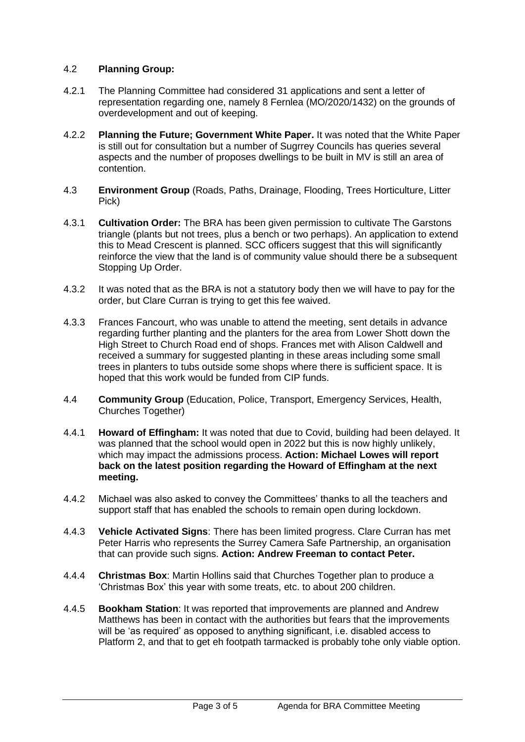4.2 **Planning Group:**

4.2.1 The Planning Committee had considered 31 applications and sent a letter of representation regarding one, namely 8 Fernlea (MO/2020/1432) on the grounds of overdevelopment and out of keeping.

4.2.2 **Planning the Future; Government White Paper.** It was noted that the White Paper is still out for consultation but a number of Sugrrey Councils has queries several aspects and the number of proposes dwellings to be built in MV is still an area of contention.

4.3 **Environment Group** (Roads, Paths, Drainage, Flooding, Trees Horticulture, Litter Pick)

4.3.1 **Cultivation Order:** The BRA has been given permission to cultivate The Garstons triangle (plants but not trees, plus a bench or two perhaps). An application to extend this to Mead Crescent is planned. SCC officers suggest that this will significantly reinforce the view that the land is of community value should there be a subsequent Stopping Up Order.

4.3.2 It was noted that as the BRA is not a statutory body then we will have to pay for the order, but Clare Curran is trying to get this fee waived.

4.3.3 Frances Fancourt, who was unable to attend the meeting, sent details in advance regarding further planting and the planters for the area from Lower Shott down the High Street to Church Road end of shops. Frances met with Alison Caldwell and received a summary for suggested planting in these areas including some small trees in planters to tubs outside some shops where there is sufficient space. It is hoped that this work would be funded from CIP funds.

4.4 **Community Group** (Education, Police, Transport, Emergency Services, Health, Churches Together)

4.4.1 **Howard of Effingham:** It was noted that due to Covid, building had been delayed. It was planned that the school would open in 2022 but this is now highly unlikely, which may impact the admissions process. **Action: Michael Lowes will report back on the latest position regarding the Howard of Effingham at the next meeting.**

4.4.2 Michael was also asked to convey the Committees' thanks to all the teachers and support staff that has enabled the schools to remain open during lockdown.

4.4.3 **Vehicle Activated Signs**: There has been limited progress. Clare Curran has met Peter Harris who represents the Surrey Camera Safe Partnership, an organisation that can provide such signs. **Action: Andrew Freeman to contact Peter.**

4.4.4 **Christmas Box**: Martin Hollins said that Churches Together plan to produce a 'Christmas Box' this year with some treats, etc. to about 200 children.

4.4.5 **Bookham Station**: It was reported that improvements are planned and Andrew Matthews has been in contact with the authorities but fears that the improvements will be 'as required' as opposed to anything significant, i.e. disabled access to Platform 2, and that to get eh footpath tarmacked is probably tohe only viable option.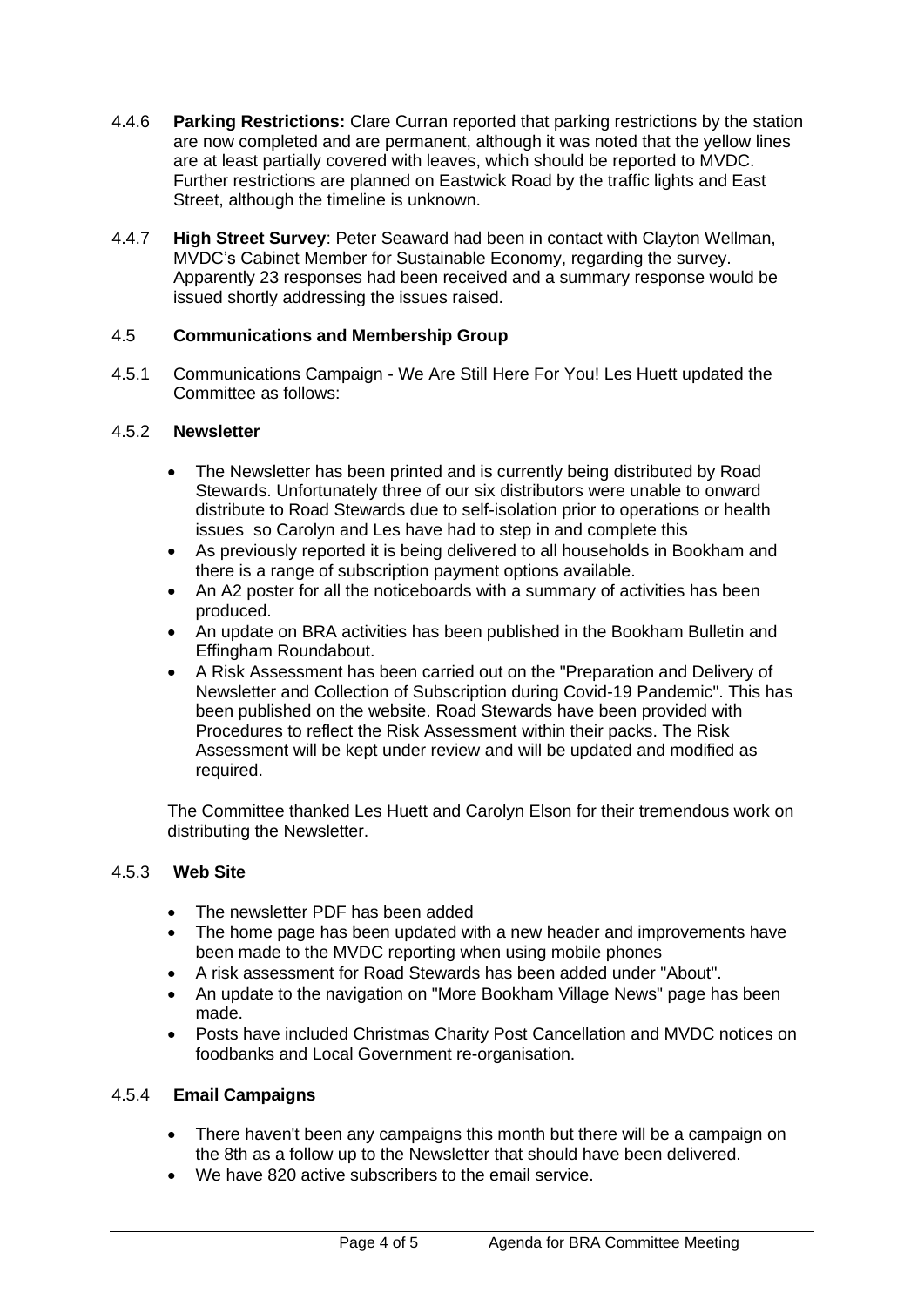4.4.6 **Parking Restrictions:** Clare Curran reported that parking restrictions by the station are now completed and are permanent, although it was noted that the yellow lines are at least partially covered with leaves, which should be reported to MVDC. Further restrictions are planned on Eastwick Road by the traffic lights and East Street, although the timeline is unknown.

4.4.7 **High Street Survey**: Peter Seaward had been in contact with Clayton Wellman, MVDC's Cabinet Member for Sustainable Economy, regarding the survey. Apparently 23 responses had been received and a summary response would be issued shortly addressing the issues raised.

### 4.5 Communications and Membership Group

4.5.1 Communications Campaign - We Are Still Here For You! Les Huett updated the Committee as follows:

#### 4.5.2 Newsletter

- The Newsletter has been printed and is currently being distributed by Road Stewards. Unfortunately three of our six distributors were unable to onward distribute to Road Stewards due to self-isolation prior to operations or health issues so Carolyn and Les have had to step in and complete this
- As previously reported it is being delivered to all households in Bookham and there is a range of subscription payment options available.
- An A2 poster for all the noticeboards with a summary of activities has been produced.
- An update on BRA activities has been published in the Bookham Bulletin and Effingham Roundabout.
- A Risk Assessment has been carried out on the "Preparation and Delivery of Newsletter and Collection of Subscription during Covid-19 Pandemic". This has been published on the website. Road Stewards have been provided with Procedures to reflect the Risk Assessment within their packs. The Risk Assessment will be kept under review and will be updated and modified as required.

The Committee thanked Les Huett and Carolyn Elson for their tremendous work on distributing the Newsletter.

#### 4.5.3 Web Site

- The newsletter PDF has been added
- The home page has been updated with a new header and improvements have been made to the MVDC reporting when using mobile phones
- A risk assessment for Road Stewards has been added under "About".
- An update to the navigation on "More Bookham Village News" page has been made.
- Posts have included Christmas Charity Post Cancellation and MVDC notices on foodbanks and Local Government re-organisation.

#### 4.5.4 Email Campaigns

- There haven't been any campaigns this month but there will be a campaign on the 8th as a follow up to the Newsletter that should have been delivered.
- We have 820 active subscribers to the email service.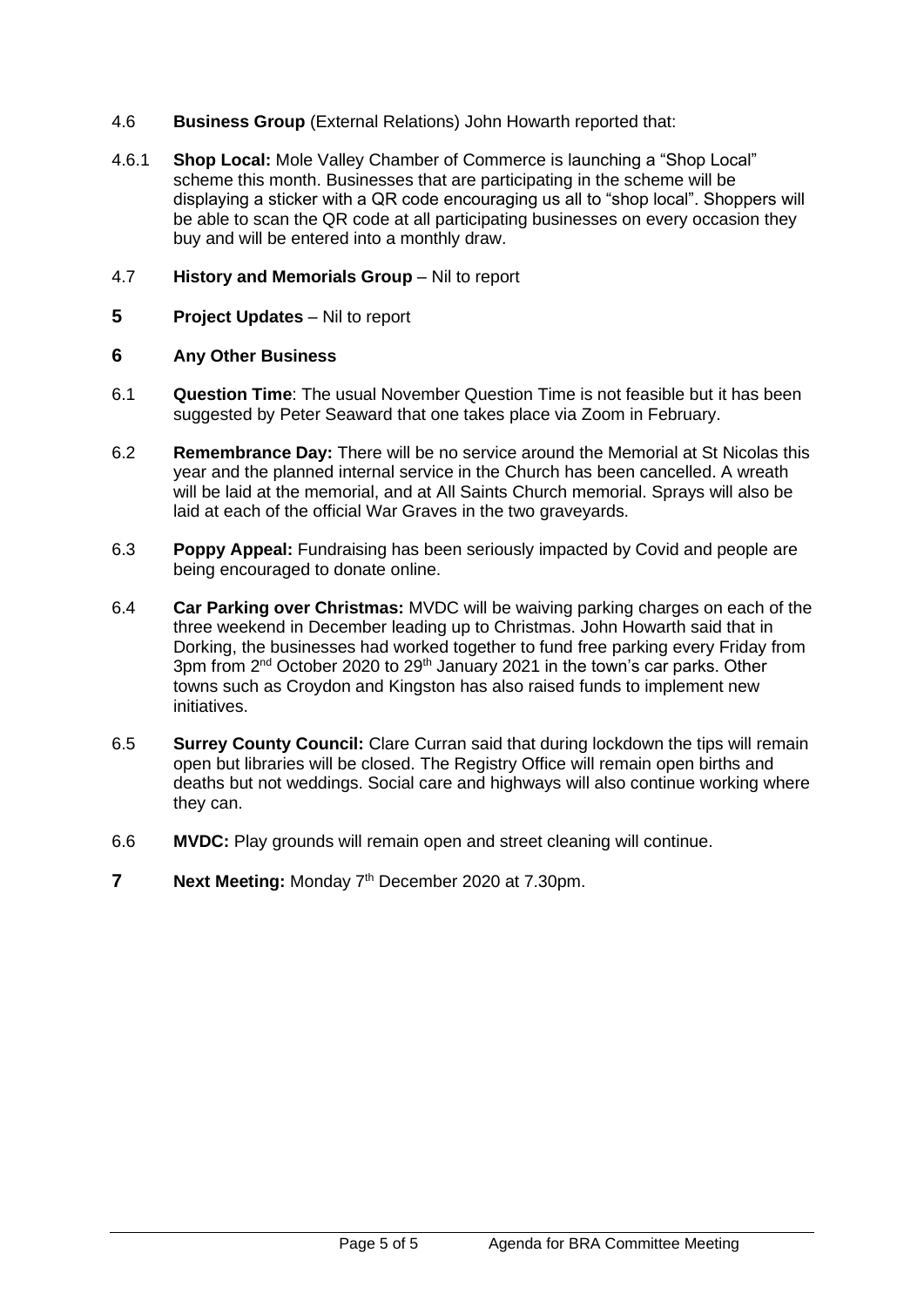4.6 **Business Group** (External Relations) John Howarth reported that:

4.6.1 **Shop Local:** Mole Valley Chamber of Commerce is launching a "Shop Local" scheme this month. Businesses that are participating in the scheme will be displaying a sticker with a QR code encouraging us all to "shop local". Shoppers will be able to scan the QR code at all participating businesses on every occasion they buy and will be entered into a monthly draw.

4.7 **History and Memorials Group** – Nil to report

## 5 Project Updates – Nil to report

## 6 Any Other Business

6.1 **Question Time**: The usual November Question Time is not feasible but it has been suggested by Peter Seaward that one takes place via Zoom in February.

6.2 **Remembrance Day:** There will be no service around the Memorial at St Nicolas this year and the planned internal service in the Church has been cancelled. A wreath will be laid at the memorial, and at All Saints Church memorial. Sprays will also be laid at each of the official War Graves in the two graveyards.

6.3 **Poppy Appeal:** Fundraising has been seriously impacted by Covid and people are being encouraged to donate online.

6.4 **Car Parking over Christmas:** MVDC will be waiving parking charges on each of the three weekend in December leading up to Christmas. John Howarth said that in Dorking, the businesses had worked together to fund free parking every Friday from 3pm from 2nd October 2020 to 29th January 2021 in the town's car parks. Other towns such as Croydon and Kingston has also raised funds to implement new initiatives.

6.5 **Surrey County Council:** Clare Curran said that during lockdown the tips will remain open but libraries will be closed. The Registry Office will remain open births and deaths but not weddings. Social care and highways will also continue working where they can.

6.6 **MVDC:** Play grounds will remain open and street cleaning will continue.

## 7 Next Meeting: Monday 7th December 2020 at 7.30pm.